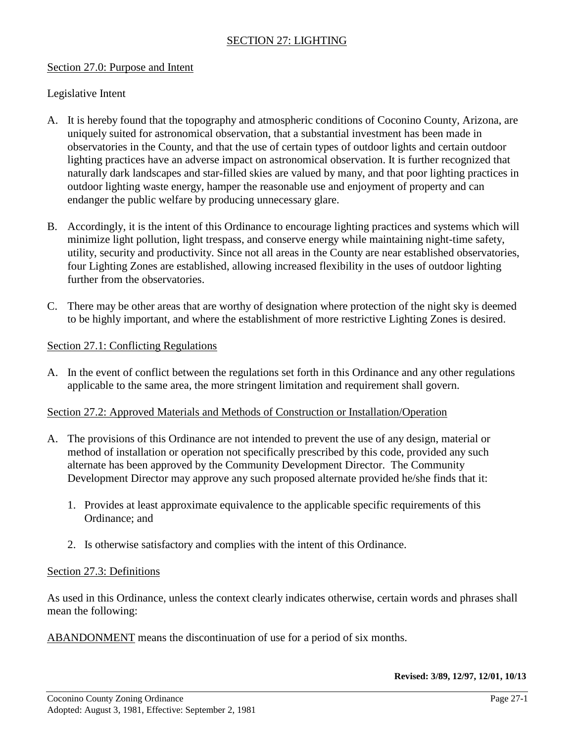# SECTION 27: LIGHTING

## Section 27.0: Purpose and Intent

Legislative Intent

A. It is hereby found that the topography and atmospheric conditions of Coconino County, Arizona, are uniquely suited for astronomical observation, that a substantial investment has been made in observatories in the County, and that the use of certain types of outdoor lights and certain outdoor lighting practices have an adverse impact on astronomical observation. It is further recognized that naturally dark landscapes and star-filled skies are valued by many, and that poor lighting practices in outdoor lighting waste energy, hamper the reasonable use and enjoyment of property and can endanger the public welfare by producing unnecessary glare.

B. Accordingly, it is the intent of this Ordinance to encourage lighting practices and systems which will minimize light pollution, light trespass, and conserve energy while maintaining night-time safety, utility, security and productivity. Since not all areas in the County are near established observatories, four Lighting Zones are established, allowing increased flexibility in the uses of outdoor lighting further from the observatories.

C. There may be other areas that are worthy of designation where protection of the night sky is deemed to be highly important, and where the establishment of more restrictive Lighting Zones is desired.

## Section 27.1: Conflicting Regulations

A. In the event of conflict between the regulations set forth in this Ordinance and any other regulations applicable to the same area, the more stringent limitation and requirement shall govern.

## Section 27.2: Approved Materials and Methods of Construction or Installation/Operation

A. The provisions of this Ordinance are not intended to prevent the use of any design, material or method of installation or operation not specifically prescribed by this code, provided any such alternate has been approved by the Community Development Director. The Community Development Director may approve any such proposed alternate provided he/she finds that it:

   1. Provides at least approximate equivalence to the applicable specific requirements of this Ordinance; and

   2. Is otherwise satisfactory and complies with the intent of this Ordinance.

## Section 27.3: Definitions

As used in this Ordinance, unless the context clearly indicates otherwise, certain words and phrases shall mean the following:

ABANDONMENT means the discontinuation of use for a period of six months.

**Revised: 3/89, 12/97, 12/01, 10/13**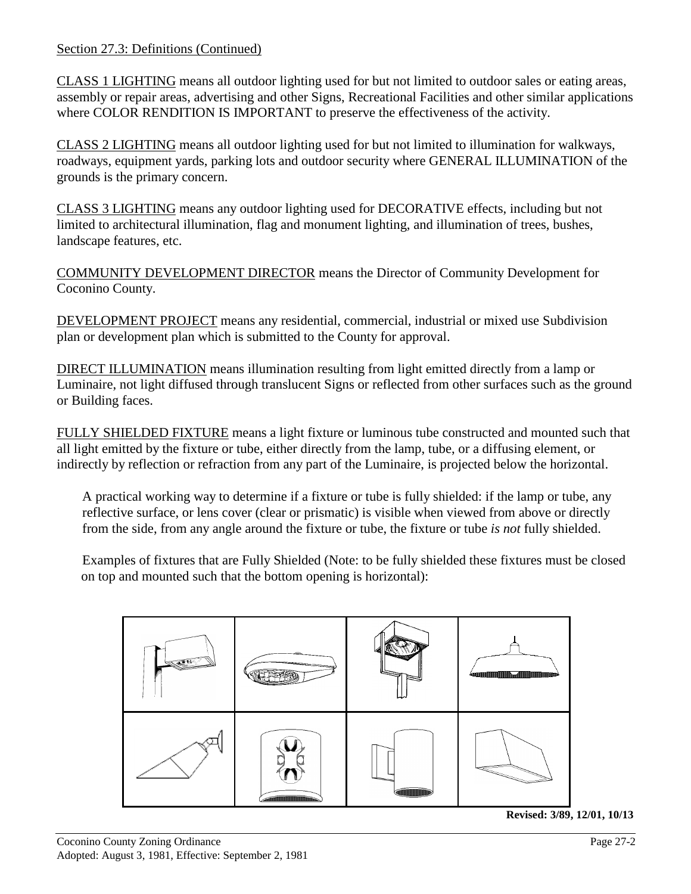Section 27.3: Definitions (Continued)

CLASS 1 LIGHTING means all outdoor lighting used for but not limited to outdoor sales or eating areas, assembly or repair areas, advertising and other Signs, Recreational Facilities and other similar applications where COLOR RENDITION IS IMPORTANT to preserve the effectiveness of the activity.

CLASS 2 LIGHTING means all outdoor lighting used for but not limited to illumination for walkways, roadways, equipment yards, parking lots and outdoor security where GENERAL ILLUMINATION of the grounds is the primary concern.

CLASS 3 LIGHTING means any outdoor lighting used for DECORATIVE effects, including but not limited to architectural illumination, flag and monument lighting, and illumination of trees, bushes, landscape features, etc.

COMMUNITY DEVELOPMENT DIRECTOR means the Director of Community Development for Coconino County.

DEVELOPMENT PROJECT means any residential, commercial, industrial or mixed use Subdivision plan or development plan which is submitted to the County for approval.

DIRECT ILLUMINATION means illumination resulting from light emitted directly from a lamp or Luminaire, not light diffused through translucent Signs or reflected from other surfaces such as the ground or Building faces.

FULLY SHIELDED FIXTURE means a light fixture or luminous tube constructed and mounted such that all light emitted by the fixture or tube, either directly from the lamp, tube, or a diffusing element, or indirectly by reflection or refraction from any part of the Luminaire, is projected below the horizontal.

A practical working way to determine if a fixture or tube is fully shielded: if the lamp or tube, any reflective surface, or lens cover (clear or prismatic) is visible when viewed from above or directly from the side, from any angle around the fixture or tube, the fixture or tube *is not* fully shielded.

Examples of fixtures that are Fully Shielded (Note: to be fully shielded these fixtures must be closed on top and mounted such that the bottom opening is horizontal):

**Revised: 3/89, 12/01, 10/13**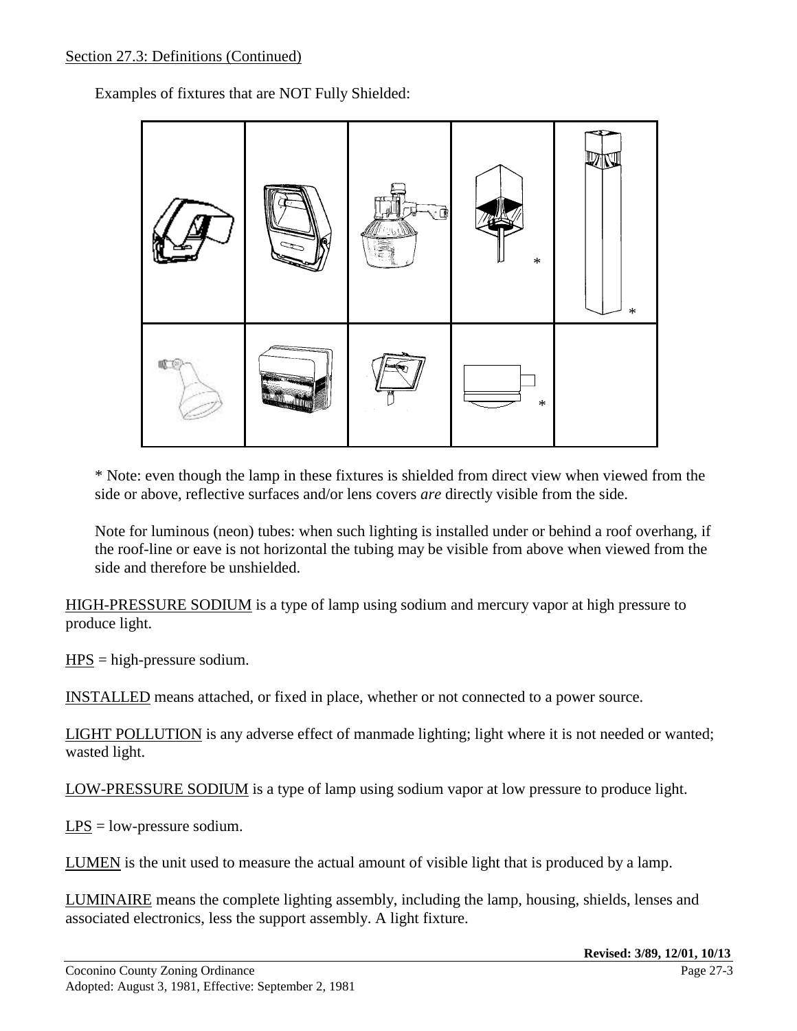Section 27.3: Definitions (Continued)

Examples of fixtures that are NOT Fully Shielded:

* Note: even though the lamp in these fixtures is shielded from direct view when viewed from the side or above, reflective surfaces and/or lens covers *are* directly visible from the side.

Note for luminous (neon) tubes: when such lighting is installed under or behind a roof overhang, if the roof-line or eave is not horizontal the tubing may be visible from above when viewed from the side and therefore be unshielded.

HIGH-PRESSURE SODIUM is a type of lamp using sodium and mercury vapor at high pressure to produce light.

HPS = high-pressure sodium.

INSTALLED means attached, or fixed in place, whether or not connected to a power source.

LIGHT POLLUTION is any adverse effect of manmade lighting; light where it is not needed or wanted; wasted light.

LOW-PRESSURE SODIUM is a type of lamp using sodium vapor at low pressure to produce light.

LPS = low-pressure sodium.

LUMEN is the unit used to measure the actual amount of visible light that is produced by a lamp.

LUMINAIRE means the complete lighting assembly, including the lamp, housing, shields, lenses and associated electronics, less the support assembly. A light fixture.

**Revised: 3/89, 12/01, 10/13**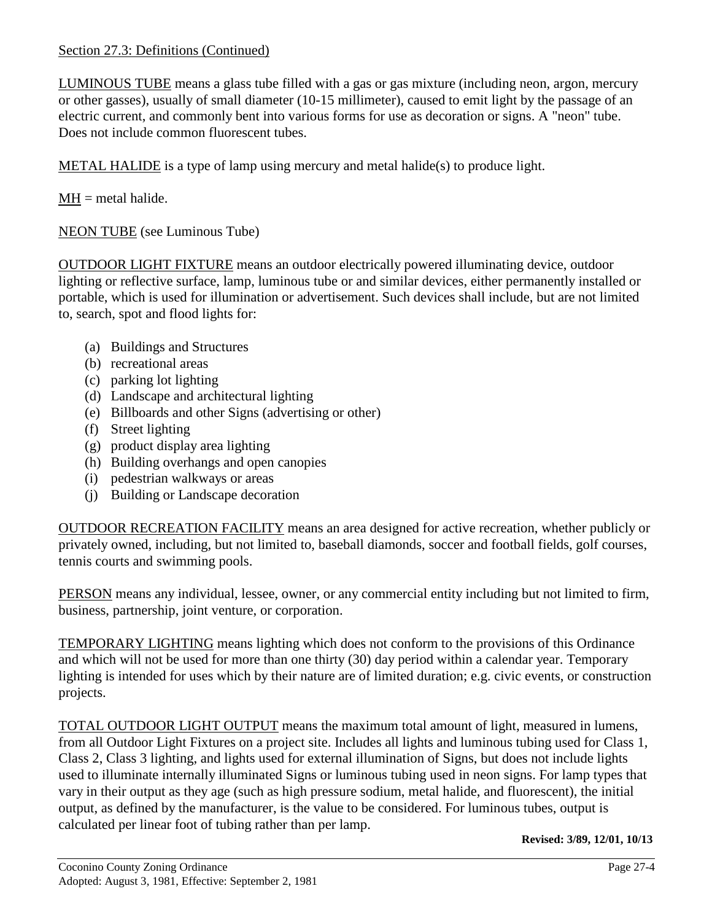Section 27.3: Definitions (Continued)

LUMINOUS TUBE means a glass tube filled with a gas or gas mixture (including neon, argon, mercury or other gasses), usually of small diameter (10-15 millimeter), caused to emit light by the passage of an electric current, and commonly bent into various forms for use as decoration or signs. A "neon" tube. Does not include common fluorescent tubes.

METAL HALIDE is a type of lamp using mercury and metal halide(s) to produce light.

MH = metal halide.

NEON TUBE (see Luminous Tube)

OUTDOOR LIGHT FIXTURE means an outdoor electrically powered illuminating device, outdoor lighting or reflective surface, lamp, luminous tube or and similar devices, either permanently installed or portable, which is used for illumination or advertisement. Such devices shall include, but are not limited to, search, spot and flood lights for:

(a) Buildings and Structures
(b) recreational areas
(c) parking lot lighting
(d) Landscape and architectural lighting
(e) Billboards and other Signs (advertising or other)
(f) Street lighting
(g) product display area lighting
(h) Building overhangs and open canopies
(i) pedestrian walkways or areas
(j) Building or Landscape decoration

OUTDOOR RECREATION FACILITY means an area designed for active recreation, whether publicly or privately owned, including, but not limited to, baseball diamonds, soccer and football fields, golf courses, tennis courts and swimming pools.

PERSON means any individual, lessee, owner, or any commercial entity including but not limited to firm, business, partnership, joint venture, or corporation.

TEMPORARY LIGHTING means lighting which does not conform to the provisions of this Ordinance and which will not be used for more than one thirty (30) day period within a calendar year. Temporary lighting is intended for uses which by their nature are of limited duration; e.g. civic events, or construction projects.

TOTAL OUTDOOR LIGHT OUTPUT means the maximum total amount of light, measured in lumens, from all Outdoor Light Fixtures on a project site. Includes all lights and luminous tubing used for Class 1, Class 2, Class 3 lighting, and lights used for external illumination of Signs, but does not include lights used to illuminate internally illuminated Signs or luminous tubing used in neon signs. For lamp types that vary in their output as they age (such as high pressure sodium, metal halide, and fluorescent), the initial output, as defined by the manufacturer, is the value to be considered. For luminous tubes, output is calculated per linear foot of tubing rather than per lamp.

**Revised: 3/89, 12/01, 10/13**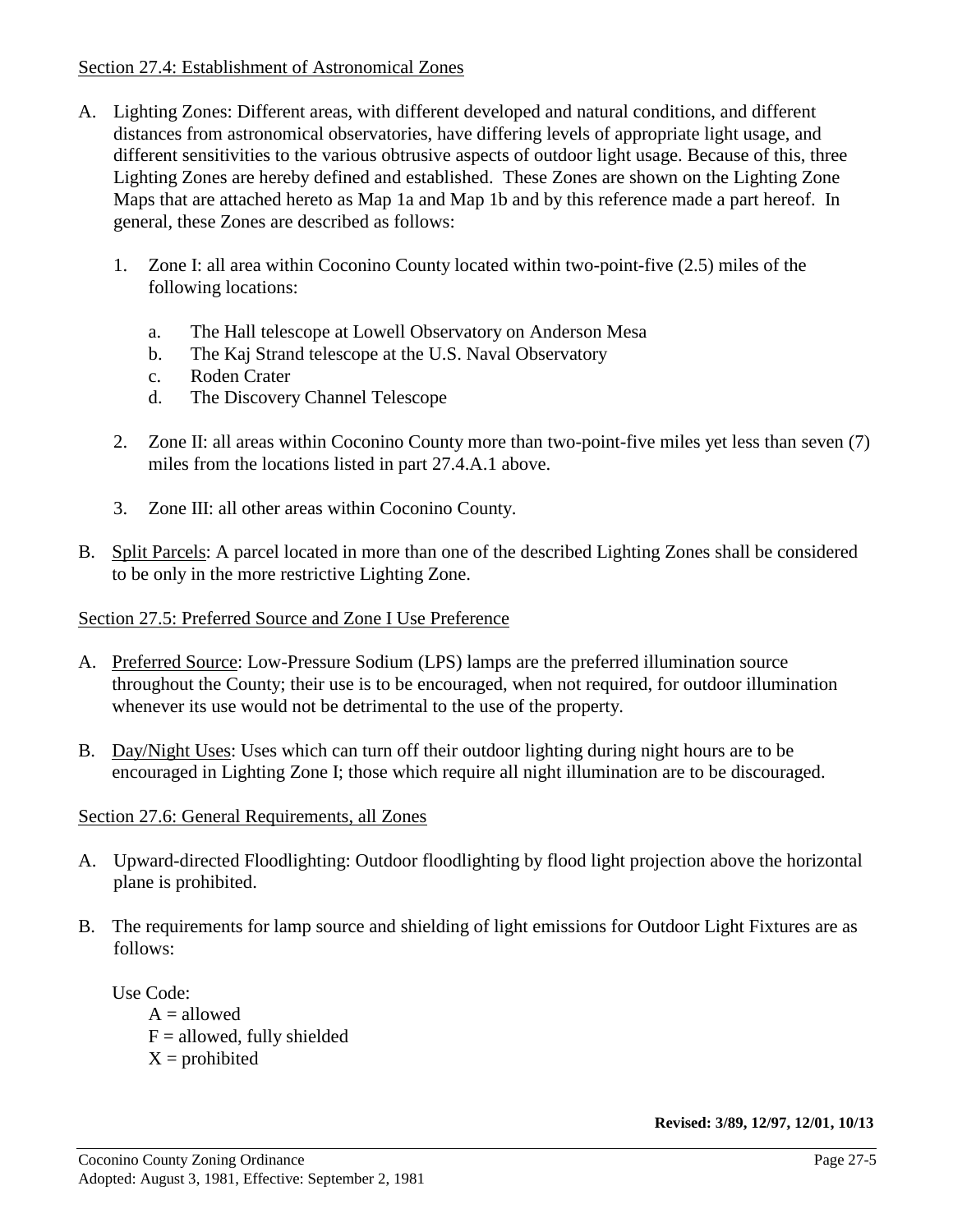## Section 27.4: Establishment of Astronomical Zones

A. Lighting Zones: Different areas, with different developed and natural conditions, and different distances from astronomical observatories, have differing levels of appropriate light usage, and different sensitivities to the various obtrusive aspects of outdoor light usage. Because of this, three Lighting Zones are hereby defined and established. These Zones are shown on the Lighting Zone Maps that are attached hereto as Map 1a and Map 1b and by this reference made a part hereof. In general, these Zones are described as follows:

   1. Zone I: all area within Coconino County located within two-point-five (2.5) miles of the following locations:

      a. The Hall telescope at Lowell Observatory on Anderson Mesa
      b. The Kaj Strand telescope at the U.S. Naval Observatory
      c. Roden Crater
      d. The Discovery Channel Telescope

   2. Zone II: all areas within Coconino County more than two-point-five miles yet less than seven (7) miles from the locations listed in part 27.4.A.1 above.

   3. Zone III: all other areas within Coconino County.

B. Split Parcels: A parcel located in more than one of the described Lighting Zones shall be considered to be only in the more restrictive Lighting Zone.

## Section 27.5: Preferred Source and Zone I Use Preference

A. Preferred Source: Low-Pressure Sodium (LPS) lamps are the preferred illumination source throughout the County; their use is to be encouraged, when not required, for outdoor illumination whenever its use would not be detrimental to the use of the property.

B. Day/Night Uses: Uses which can turn off their outdoor lighting during night hours are to be encouraged in Lighting Zone I; those which require all night illumination are to be discouraged.

## Section 27.6: General Requirements, all Zones

A. Upward-directed Floodlighting: Outdoor floodlighting by flood light projection above the horizontal plane is prohibited.

B. The requirements for lamp source and shielding of light emissions for Outdoor Light Fixtures are as follows:

   Use Code:
   A = allowed
   F = allowed, fully shielded
   X = prohibited

**Revised: 3/89, 12/97, 12/01, 10/13**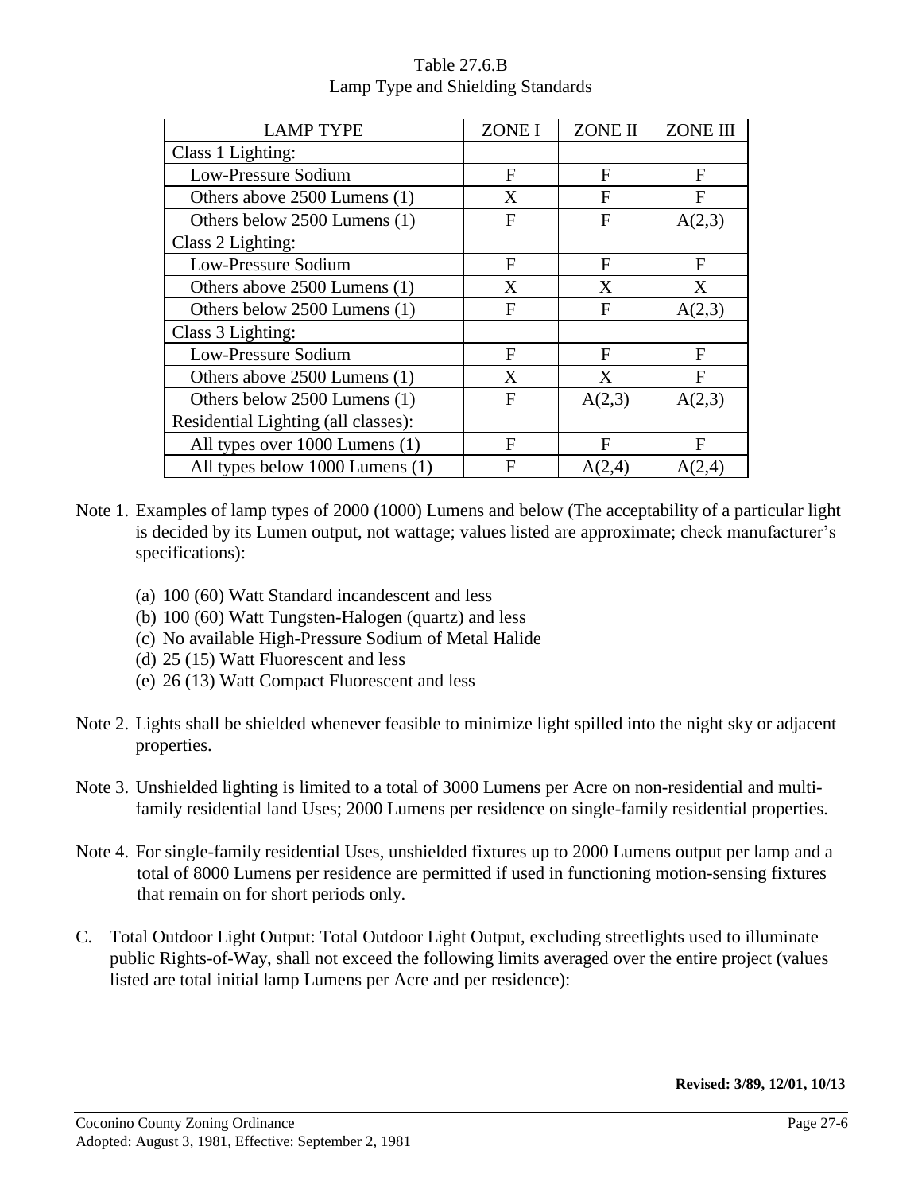Table 27.6.B
Lamp Type and Shielding Standards

| LAMP TYPE | ZONE I | ZONE II | ZONE III |
|---|---|---|---|
| Class 1 Lighting: | | | |
| Low-Pressure Sodium | F | F | F |
| Others above 2500 Lumens (1) | X | F | F |
| Others below 2500 Lumens (1) | F | F | A(2,3) |
| Class 2 Lighting: | | | |
| Low-Pressure Sodium | F | F | F |
| Others above 2500 Lumens (1) | X | X | X |
| Others below 2500 Lumens (1) | F | F | A(2,3) |
| Class 3 Lighting: | | | |
| Low-Pressure Sodium | F | F | F |
| Others above 2500 Lumens (1) | X | X | F |
| Others below 2500 Lumens (1) | F | A(2,3) | A(2,3) |
| Residential Lighting (all classes): | | | |
| All types over 1000 Lumens (1) | F | F | F |
| All types below 1000 Lumens (1) | F | A(2,4) | A(2,4) |

Note 1. Examples of lamp types of 2000 (1000) Lumens and below (The acceptability of a particular light is decided by its Lumen output, not wattage; values listed are approximate; check manufacturer's specifications):

(a) 100 (60) Watt Standard incandescent and less
(b) 100 (60) Watt Tungsten-Halogen (quartz) and less
(c) No available High-Pressure Sodium of Metal Halide
(d) 25 (15) Watt Fluorescent and less
(e) 26 (13) Watt Compact Fluorescent and less

Note 2. Lights shall be shielded whenever feasible to minimize light spilled into the night sky or adjacent properties.

Note 3. Unshielded lighting is limited to a total of 3000 Lumens per Acre on non-residential and multi-family residential land Uses; 2000 Lumens per residence on single-family residential properties.

Note 4. For single-family residential Uses, unshielded fixtures up to 2000 Lumens output per lamp and a total of 8000 Lumens per residence are permitted if used in functioning motion-sensing fixtures that remain on for short periods only.

C. Total Outdoor Light Output: Total Outdoor Light Output, excluding streetlights used to illuminate public Rights-of-Way, shall not exceed the following limits averaged over the entire project (values listed are total initial lamp Lumens per Acre and per residence):

**Revised: 3/89, 12/01, 10/13**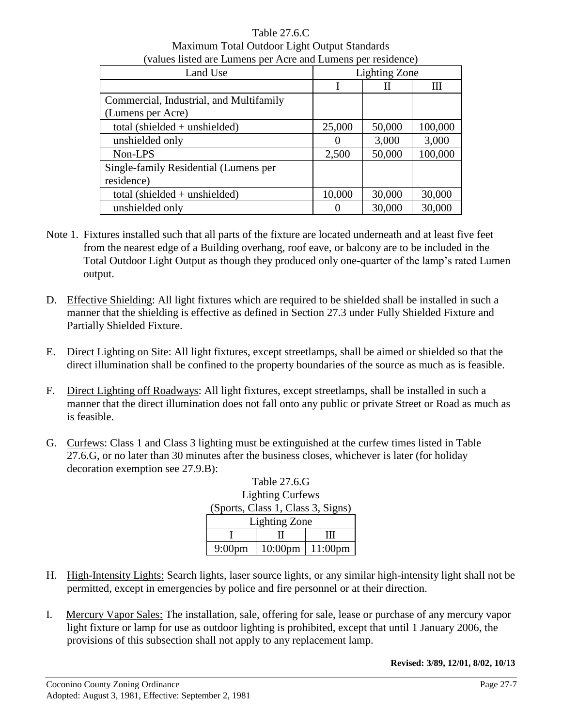Table 27.6.C
Maximum Total Outdoor Light Output Standards
(values listed are Lumens per Acre and Lumens per residence)

| Land Use | Lighting Zone | | |
|---|---|---|---|
| | I | II | III |
| Commercial, Industrial, and Multifamily (Lumens per Acre) | | | |
| total (shielded + unshielded) | 25,000 | 50,000 | 100,000 |
| unshielded only | 0 | 3,000 | 3,000 |
| Non-LPS | 2,500 | 50,000 | 100,000 |
| Single-family Residential (Lumens per residence) | | | |
| total (shielded + unshielded) | 10,000 | 30,000 | 30,000 |
| unshielded only | 0 | 30,000 | 30,000 |

Note 1. Fixtures installed such that all parts of the fixture are located underneath and at least five feet from the nearest edge of a Building overhang, roof eave, or balcony are to be included in the Total Outdoor Light Output as though they produced only one-quarter of the lamp's rated Lumen output.

D. Effective Shielding: All light fixtures which are required to be shielded shall be installed in such a manner that the shielding is effective as defined in Section 27.3 under Fully Shielded Fixture and Partially Shielded Fixture.

E. Direct Lighting on Site: All light fixtures, except streetlamps, shall be aimed or shielded so that the direct illumination shall be confined to the property boundaries of the source as much as is feasible.

F. Direct Lighting off Roadways: All light fixtures, except streetlamps, shall be installed in such a manner that the direct illumination does not fall onto any public or private Street or Road as much as is feasible.

G. Curfews: Class 1 and Class 3 lighting must be extinguished at the curfew times listed in Table 27.6.G, or no later than 30 minutes after the business closes, whichever is later (for holiday decoration exemption see 27.9.B):

Table 27.6.G
Lighting Curfews
(Sports, Class 1, Class 3, Signs)

| Lighting Zone | | |
|---|---|---|
| I | II | III |
| 9:00pm | 10:00pm | 11:00pm |

H. High-Intensity Lights: Search lights, laser source lights, or any similar high-intensity light shall not be permitted, except in emergencies by police and fire personnel or at their direction.

I. Mercury Vapor Sales: The installation, sale, offering for sale, lease or purchase of any mercury vapor light fixture or lamp for use as outdoor lighting is prohibited, except that until 1 January 2006, the provisions of this subsection shall not apply to any replacement lamp.

**Revised: 3/89, 12/01, 8/02, 10/13**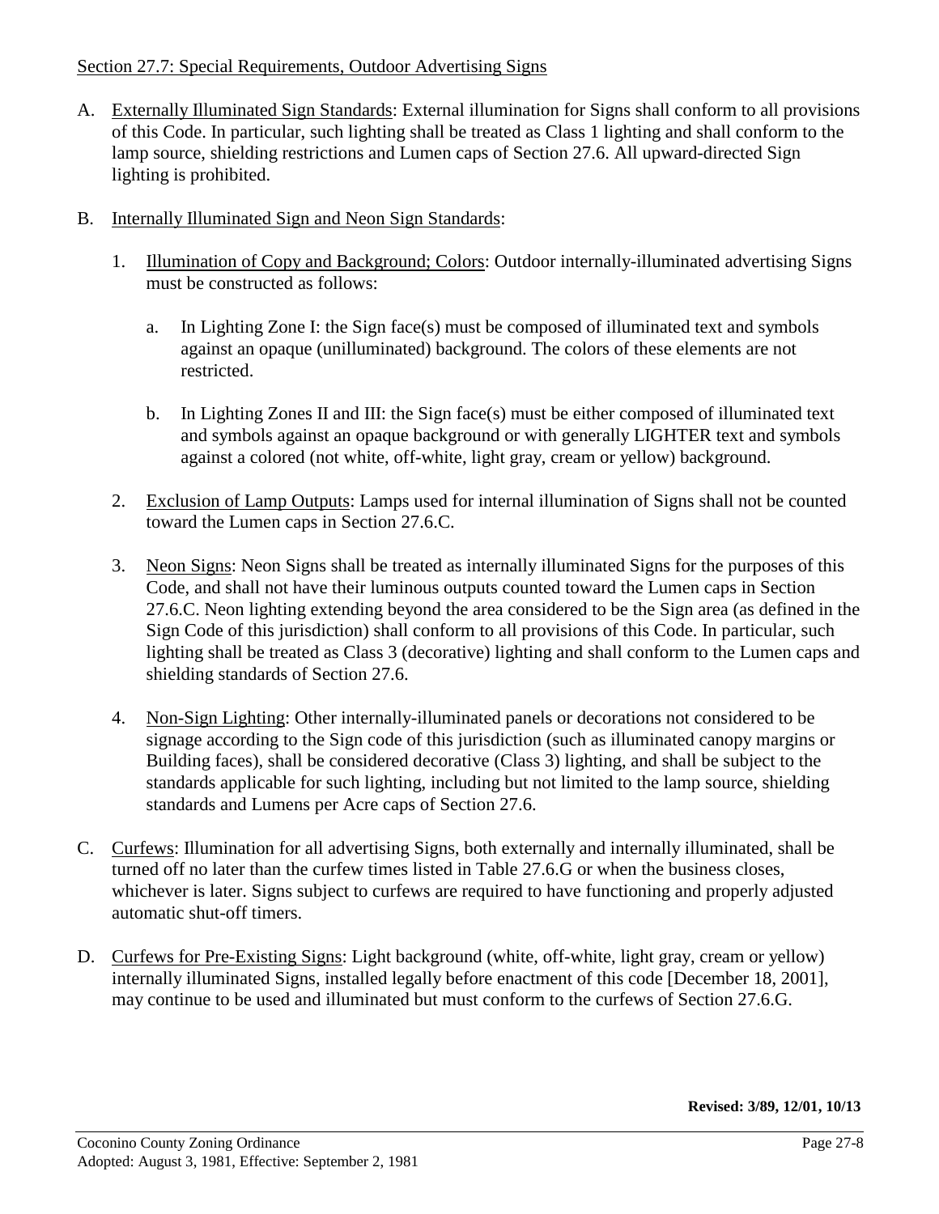Section 27.7: Special Requirements, Outdoor Advertising Signs

A. Externally Illuminated Sign Standards: External illumination for Signs shall conform to all provisions of this Code. In particular, such lighting shall be treated as Class 1 lighting and shall conform to the lamp source, shielding restrictions and Lumen caps of Section 27.6. All upward-directed Sign lighting is prohibited.

B. Internally Illuminated Sign and Neon Sign Standards:

   1. Illumination of Copy and Background; Colors: Outdoor internally-illuminated advertising Signs must be constructed as follows:

      a. In Lighting Zone I: the Sign face(s) must be composed of illuminated text and symbols against an opaque (unilluminated) background. The colors of these elements are not restricted.

      b. In Lighting Zones II and III: the Sign face(s) must be either composed of illuminated text and symbols against an opaque background or with generally LIGHTER text and symbols against a colored (not white, off-white, light gray, cream or yellow) background.

   2. Exclusion of Lamp Outputs: Lamps used for internal illumination of Signs shall not be counted toward the Lumen caps in Section 27.6.C.

   3. Neon Signs: Neon Signs shall be treated as internally illuminated Signs for the purposes of this Code, and shall not have their luminous outputs counted toward the Lumen caps in Section 27.6.C. Neon lighting extending beyond the area considered to be the Sign area (as defined in the Sign Code of this jurisdiction) shall conform to all provisions of this Code. In particular, such lighting shall be treated as Class 3 (decorative) lighting and shall conform to the Lumen caps and shielding standards of Section 27.6.

   4. Non-Sign Lighting: Other internally-illuminated panels or decorations not considered to be signage according to the Sign code of this jurisdiction (such as illuminated canopy margins or Building faces), shall be considered decorative (Class 3) lighting, and shall be subject to the standards applicable for such lighting, including but not limited to the lamp source, shielding standards and Lumens per Acre caps of Section 27.6.

C. Curfews: Illumination for all advertising Signs, both externally and internally illuminated, shall be turned off no later than the curfew times listed in Table 27.6.G or when the business closes, whichever is later. Signs subject to curfews are required to have functioning and properly adjusted automatic shut-off timers.

D. Curfews for Pre-Existing Signs: Light background (white, off-white, light gray, cream or yellow) internally illuminated Signs, installed legally before enactment of this code [December 18, 2001], may continue to be used and illuminated but must conform to the curfews of Section 27.6.G.

**Revised: 3/89, 12/01, 10/13**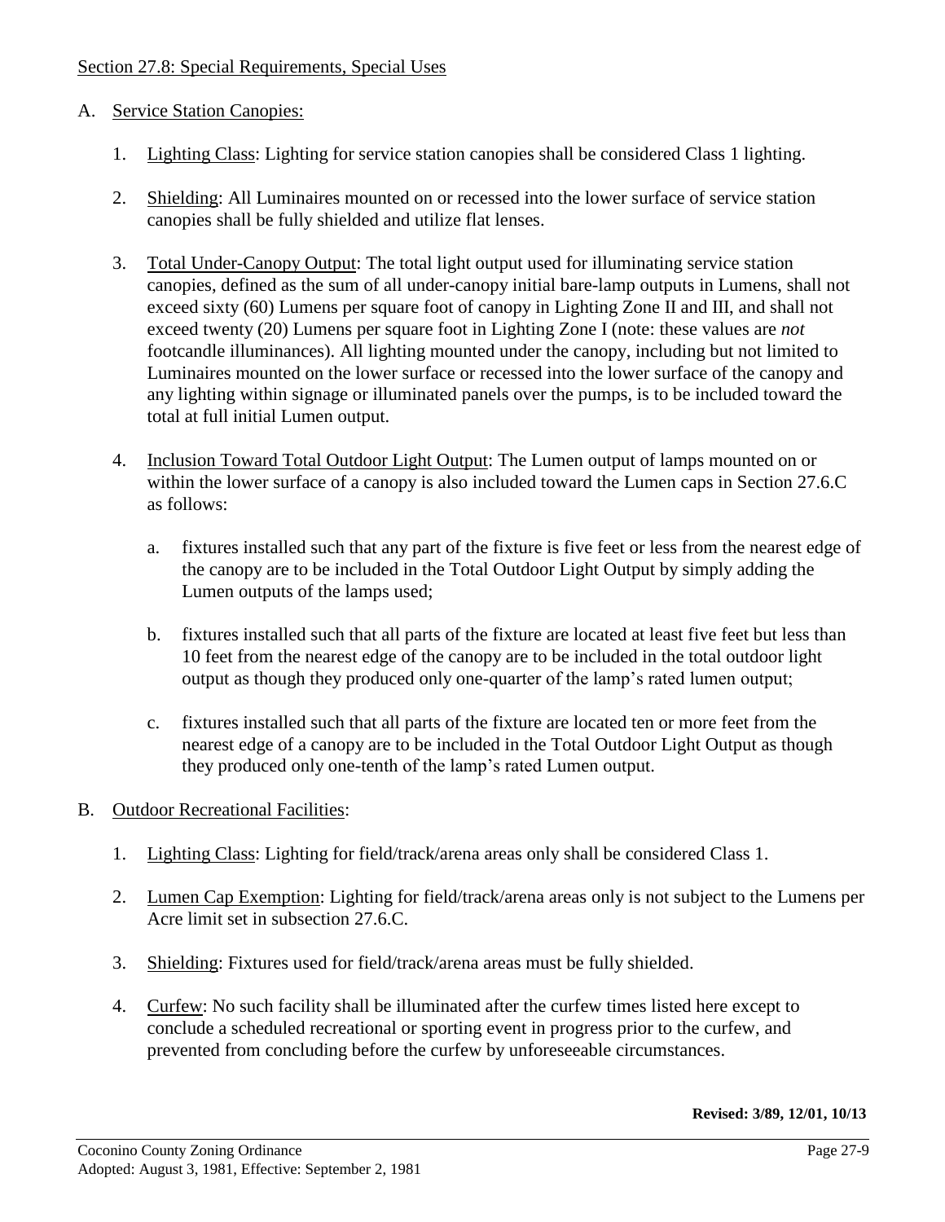Section 27.8: Special Requirements, Special Uses

A. Service Station Canopies:

1. Lighting Class: Lighting for service station canopies shall be considered Class 1 lighting.

2. Shielding: All Luminaires mounted on or recessed into the lower surface of service station canopies shall be fully shielded and utilize flat lenses.

3. Total Under-Canopy Output: The total light output used for illuminating service station canopies, defined as the sum of all under-canopy initial bare-lamp outputs in Lumens, shall not exceed sixty (60) Lumens per square foot of canopy in Lighting Zone II and III, and shall not exceed twenty (20) Lumens per square foot in Lighting Zone I (note: these values are *not* footcandle illuminances). All lighting mounted under the canopy, including but not limited to Luminaires mounted on the lower surface or recessed into the lower surface of the canopy and any lighting within signage or illuminated panels over the pumps, is to be included toward the total at full initial Lumen output.

4. Inclusion Toward Total Outdoor Light Output: The Lumen output of lamps mounted on or within the lower surface of a canopy is also included toward the Lumen caps in Section 27.6.C as follows:

   a. fixtures installed such that any part of the fixture is five feet or less from the nearest edge of the canopy are to be included in the Total Outdoor Light Output by simply adding the Lumen outputs of the lamps used;

   b. fixtures installed such that all parts of the fixture are located at least five feet but less than 10 feet from the nearest edge of the canopy are to be included in the total outdoor light output as though they produced only one-quarter of the lamp's rated lumen output;

   c. fixtures installed such that all parts of the fixture are located ten or more feet from the nearest edge of a canopy are to be included in the Total Outdoor Light Output as though they produced only one-tenth of the lamp's rated Lumen output.

B. Outdoor Recreational Facilities:

1. Lighting Class: Lighting for field/track/arena areas only shall be considered Class 1.

2. Lumen Cap Exemption: Lighting for field/track/arena areas only is not subject to the Lumens per Acre limit set in subsection 27.6.C.

3. Shielding: Fixtures used for field/track/arena areas must be fully shielded.

4. Curfew: No such facility shall be illuminated after the curfew times listed here except to conclude a scheduled recreational or sporting event in progress prior to the curfew, and prevented from concluding before the curfew by unforeseeable circumstances.

**Revised: 3/89, 12/01, 10/13**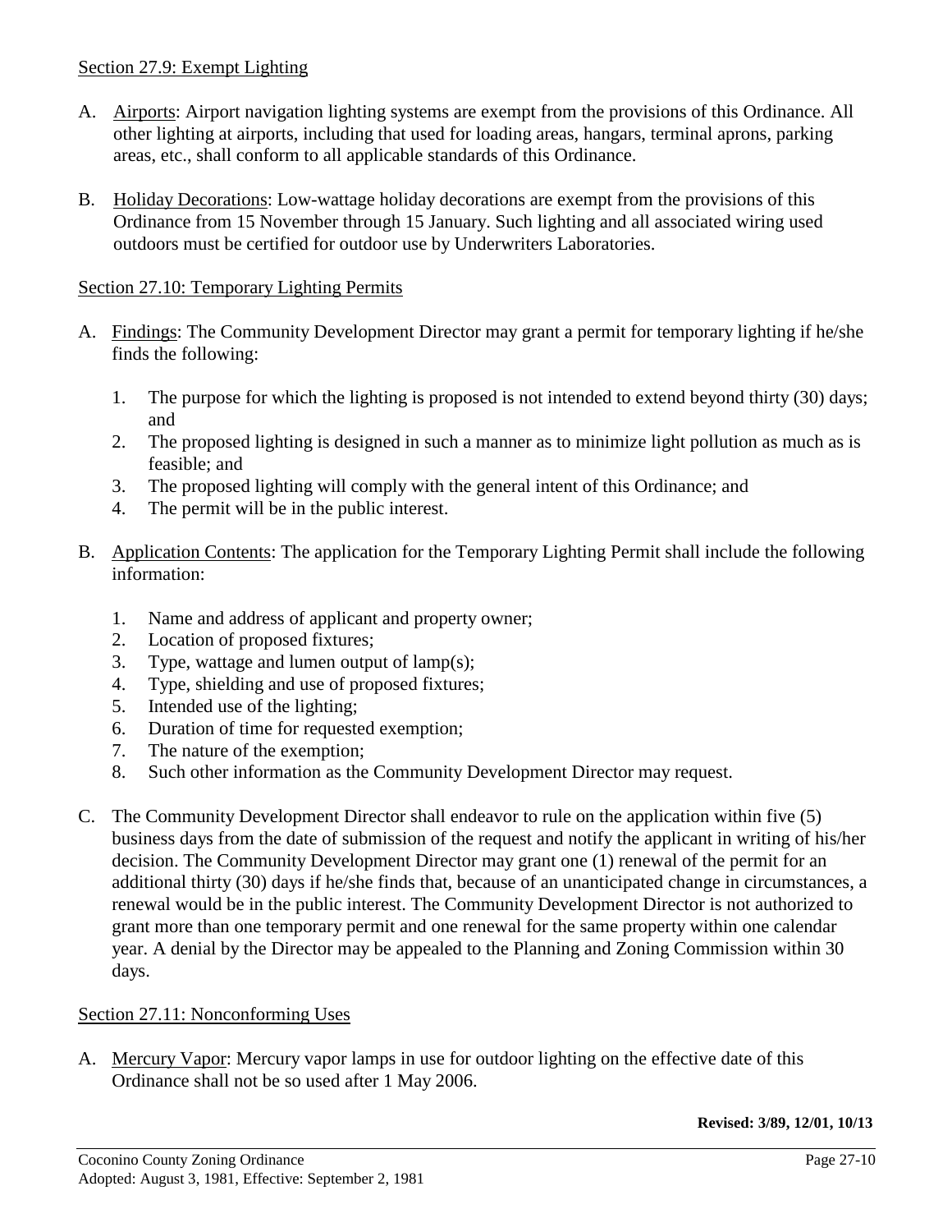## Section 27.9: Exempt Lighting

A. Airports: Airport navigation lighting systems are exempt from the provisions of this Ordinance. All other lighting at airports, including that used for loading areas, hangars, terminal aprons, parking areas, etc., shall conform to all applicable standards of this Ordinance.

B. Holiday Decorations: Low-wattage holiday decorations are exempt from the provisions of this Ordinance from 15 November through 15 January. Such lighting and all associated wiring used outdoors must be certified for outdoor use by Underwriters Laboratories.

## Section 27.10: Temporary Lighting Permits

A. Findings: The Community Development Director may grant a permit for temporary lighting if he/she finds the following:

   1. The purpose for which the lighting is proposed is not intended to extend beyond thirty (30) days; and
   2. The proposed lighting is designed in such a manner as to minimize light pollution as much as is feasible; and
   3. The proposed lighting will comply with the general intent of this Ordinance; and
   4. The permit will be in the public interest.

B. Application Contents: The application for the Temporary Lighting Permit shall include the following information:

   1. Name and address of applicant and property owner;
   2. Location of proposed fixtures;
   3. Type, wattage and lumen output of lamp(s);
   4. Type, shielding and use of proposed fixtures;
   5. Intended use of the lighting;
   6. Duration of time for requested exemption;
   7. The nature of the exemption;
   8. Such other information as the Community Development Director may request.

C. The Community Development Director shall endeavor to rule on the application within five (5) business days from the date of submission of the request and notify the applicant in writing of his/her decision. The Community Development Director may grant one (1) renewal of the permit for an additional thirty (30) days if he/she finds that, because of an unanticipated change in circumstances, a renewal would be in the public interest. The Community Development Director is not authorized to grant more than one temporary permit and one renewal for the same property within one calendar year. A denial by the Director may be appealed to the Planning and Zoning Commission within 30 days.

## Section 27.11: Nonconforming Uses

A. Mercury Vapor: Mercury vapor lamps in use for outdoor lighting on the effective date of this Ordinance shall not be so used after 1 May 2006.

**Revised: 3/89, 12/01, 10/13**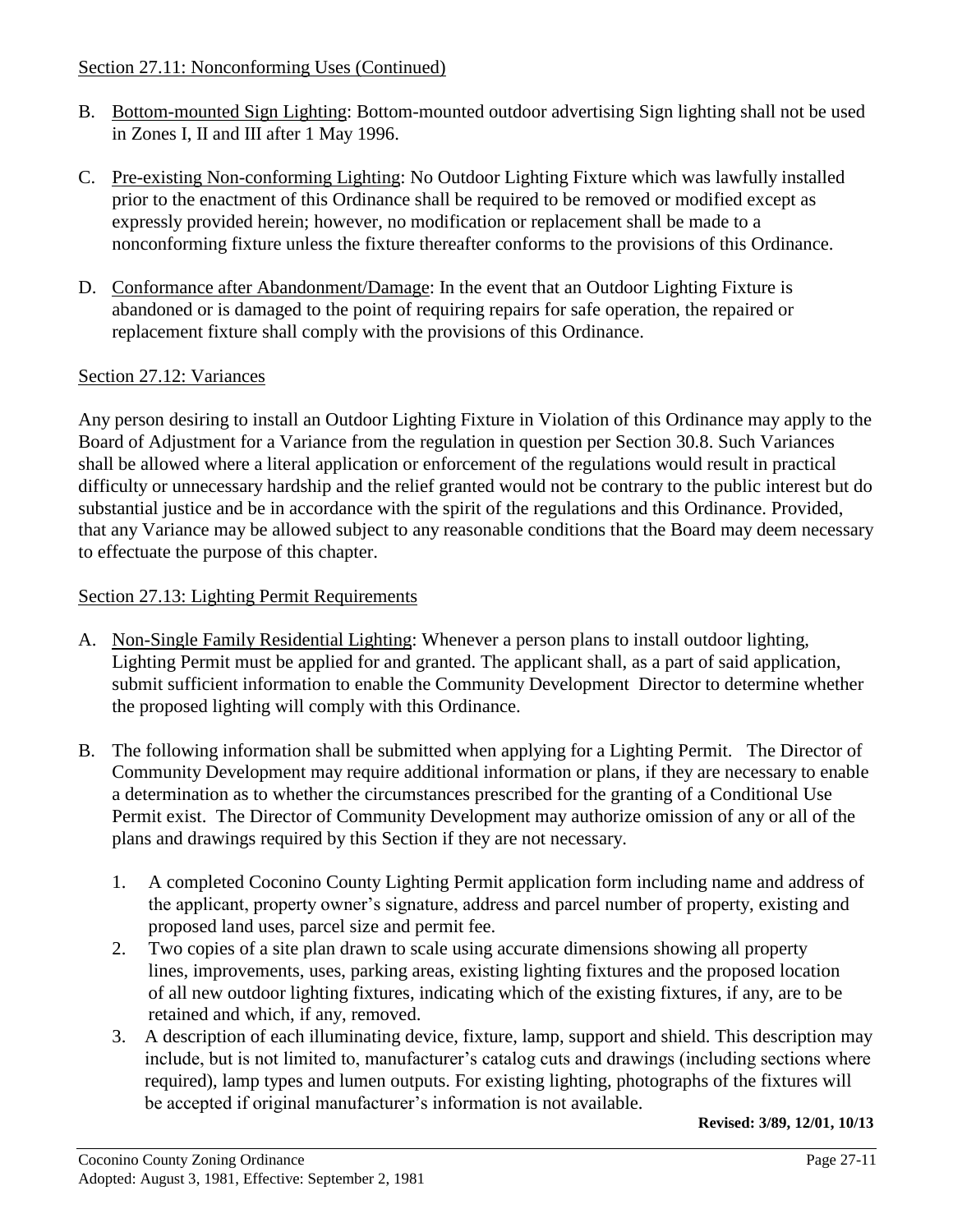Section 27.11: Nonconforming Uses (Continued)

B. Bottom-mounted Sign Lighting: Bottom-mounted outdoor advertising Sign lighting shall not be used in Zones I, II and III after 1 May 1996.

C. Pre-existing Non-conforming Lighting: No Outdoor Lighting Fixture which was lawfully installed prior to the enactment of this Ordinance shall be required to be removed or modified except as expressly provided herein; however, no modification or replacement shall be made to a nonconforming fixture unless the fixture thereafter conforms to the provisions of this Ordinance.

D. Conformance after Abandonment/Damage: In the event that an Outdoor Lighting Fixture is abandoned or is damaged to the point of requiring repairs for safe operation, the repaired or replacement fixture shall comply with the provisions of this Ordinance.

Section 27.12: Variances

Any person desiring to install an Outdoor Lighting Fixture in Violation of this Ordinance may apply to the Board of Adjustment for a Variance from the regulation in question per Section 30.8. Such Variances shall be allowed where a literal application or enforcement of the regulations would result in practical difficulty or unnecessary hardship and the relief granted would not be contrary to the public interest but do substantial justice and be in accordance with the spirit of the regulations and this Ordinance. Provided, that any Variance may be allowed subject to any reasonable conditions that the Board may deem necessary to effectuate the purpose of this chapter.

Section 27.13: Lighting Permit Requirements

A. Non-Single Family Residential Lighting: Whenever a person plans to install outdoor lighting, Lighting Permit must be applied for and granted. The applicant shall, as a part of said application, submit sufficient information to enable the Community Development Director to determine whether the proposed lighting will comply with this Ordinance.

B. The following information shall be submitted when applying for a Lighting Permit. The Director of Community Development may require additional information or plans, if they are necessary to enable a determination as to whether the circumstances prescribed for the granting of a Conditional Use Permit exist. The Director of Community Development may authorize omission of any or all of the plans and drawings required by this Section if they are not necessary.

   1. A completed Coconino County Lighting Permit application form including name and address of the applicant, property owner's signature, address and parcel number of property, existing and proposed land uses, parcel size and permit fee.
   2. Two copies of a site plan drawn to scale using accurate dimensions showing all property lines, improvements, uses, parking areas, existing lighting fixtures and the proposed location of all new outdoor lighting fixtures, indicating which of the existing fixtures, if any, are to be retained and which, if any, removed.
   3. A description of each illuminating device, fixture, lamp, support and shield. This description may include, but is not limited to, manufacturer's catalog cuts and drawings (including sections where required), lamp types and lumen outputs. For existing lighting, photographs of the fixtures will be accepted if original manufacturer's information is not available.

**Revised: 3/89, 12/01, 10/13**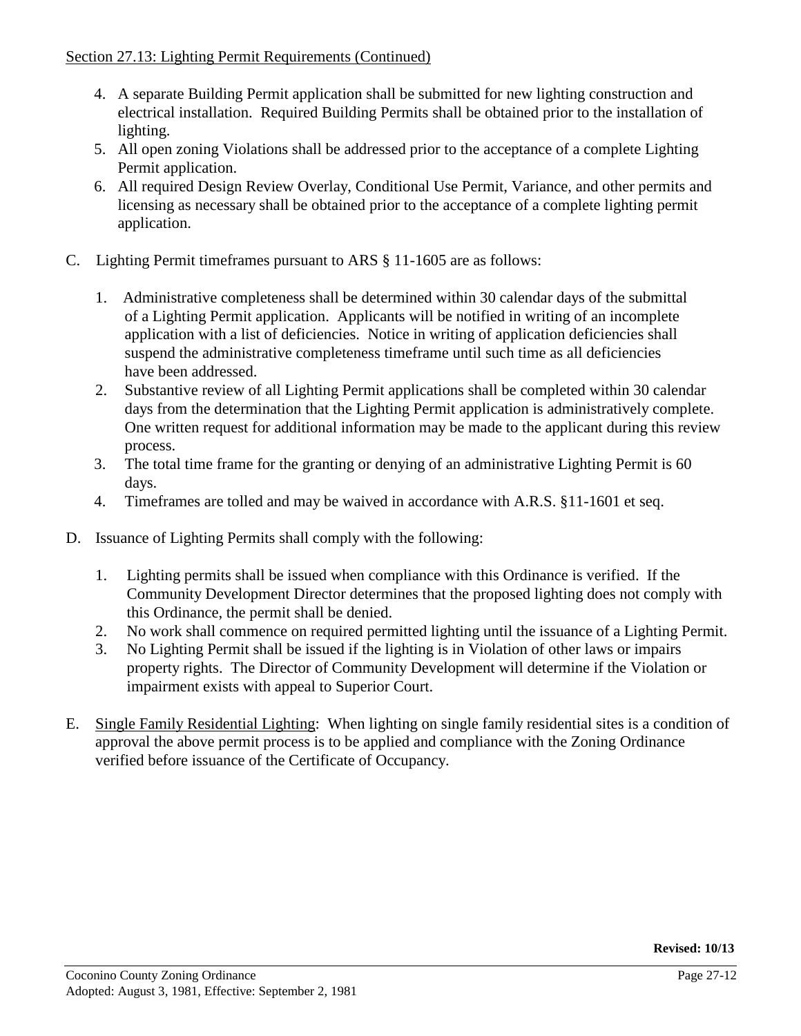Section 27.13: Lighting Permit Requirements (Continued)

4. A separate Building Permit application shall be submitted for new lighting construction and electrical installation. Required Building Permits shall be obtained prior to the installation of lighting.
5. All open zoning Violations shall be addressed prior to the acceptance of a complete Lighting Permit application.
6. All required Design Review Overlay, Conditional Use Permit, Variance, and other permits and licensing as necessary shall be obtained prior to the acceptance of a complete lighting permit application.

C. Lighting Permit timeframes pursuant to ARS § 11-1605 are as follows:

1. Administrative completeness shall be determined within 30 calendar days of the submittal of a Lighting Permit application. Applicants will be notified in writing of an incomplete application with a list of deficiencies. Notice in writing of application deficiencies shall suspend the administrative completeness timeframe until such time as all deficiencies have been addressed.
2. Substantive review of all Lighting Permit applications shall be completed within 30 calendar days from the determination that the Lighting Permit application is administratively complete. One written request for additional information may be made to the applicant during this review process.
3. The total time frame for the granting or denying of an administrative Lighting Permit is 60 days.
4. Timeframes are tolled and may be waived in accordance with A.R.S. §11-1601 et seq.

D. Issuance of Lighting Permits shall comply with the following:

1. Lighting permits shall be issued when compliance with this Ordinance is verified. If the Community Development Director determines that the proposed lighting does not comply with this Ordinance, the permit shall be denied.
2. No work shall commence on required permitted lighting until the issuance of a Lighting Permit.
3. No Lighting Permit shall be issued if the lighting is in Violation of other laws or impairs property rights. The Director of Community Development will determine if the Violation or impairment exists with appeal to Superior Court.

E. Single Family Residential Lighting: When lighting on single family residential sites is a condition of approval the above permit process is to be applied and compliance with the Zoning Ordinance verified before issuance of the Certificate of Occupancy.

**Revised: 10/13**